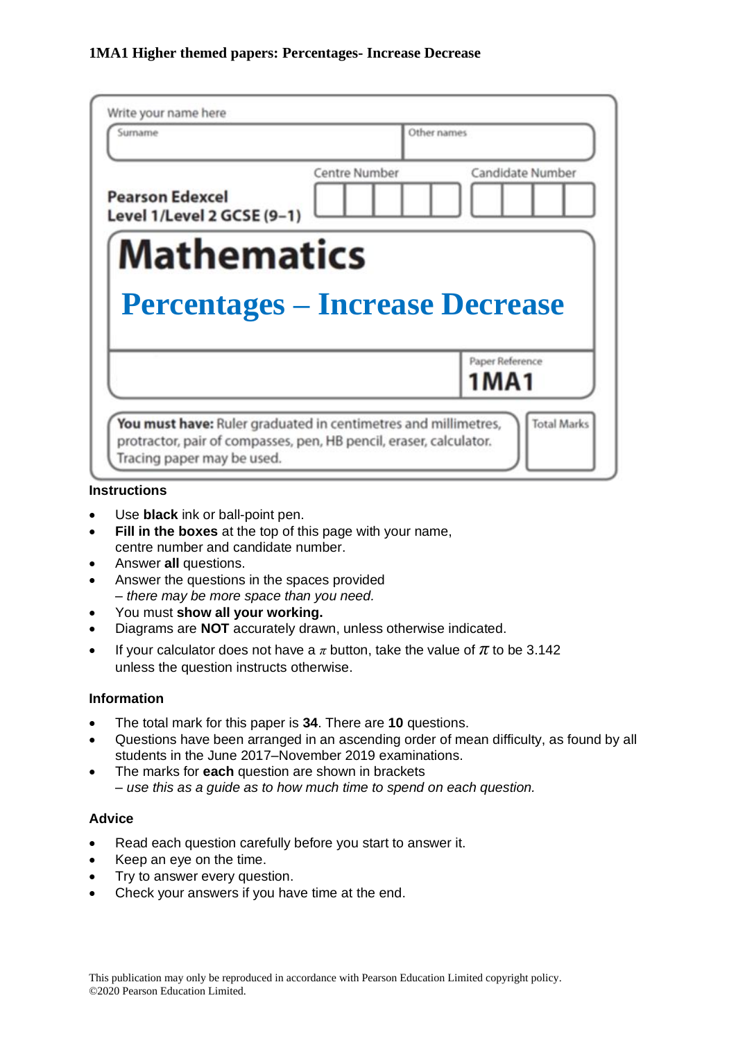**1MA1 Higher themed papers: Percentages- Increase Decrease**

Write your name here

| Surname | Other names |
|---|---|
| | |

**Pearson Edexcel**
**Level 1/Level 2 GCSE (9–1)**

Centre Number | Candidate Number

# Mathematics

## Percentages – Increase Decrease

Paper Reference
**1MA1**

**You must have:** Ruler graduated in centimetres and millimetres, protractor, pair of compasses, pen, HB pencil, eraser, calculator. Tracing paper may be used.

Total Marks

### Instructions

- Use **black** ink or ball-point pen.
- **Fill in the boxes** at the top of this page with your name, centre number and candidate number.
- Answer **all** questions.
- Answer the questions in the spaces provided
  *– there may be more space than you need.*
- You must **show all your working.**
- Diagrams are **NOT** accurately drawn, unless otherwise indicated.
- If your calculator does not have a $\pi$ button, take the value of $\pi$ to be 3.142 unless the question instructs otherwise.

### Information

- The total mark for this paper is **34**. There are **10** questions.
- Questions have been arranged in an ascending order of mean difficulty, as found by all students in the June 2017–November 2019 examinations.
- The marks for **each** question are shown in brackets
  *– use this as a guide as to how much time to spend on each question.*

### Advice

- Read each question carefully before you start to answer it.
- Keep an eye on the time.
- Try to answer every question.
- Check your answers if you have time at the end.

This publication may only be reproduced in accordance with Pearson Education Limited copyright policy.
©2020 Pearson Education Limited.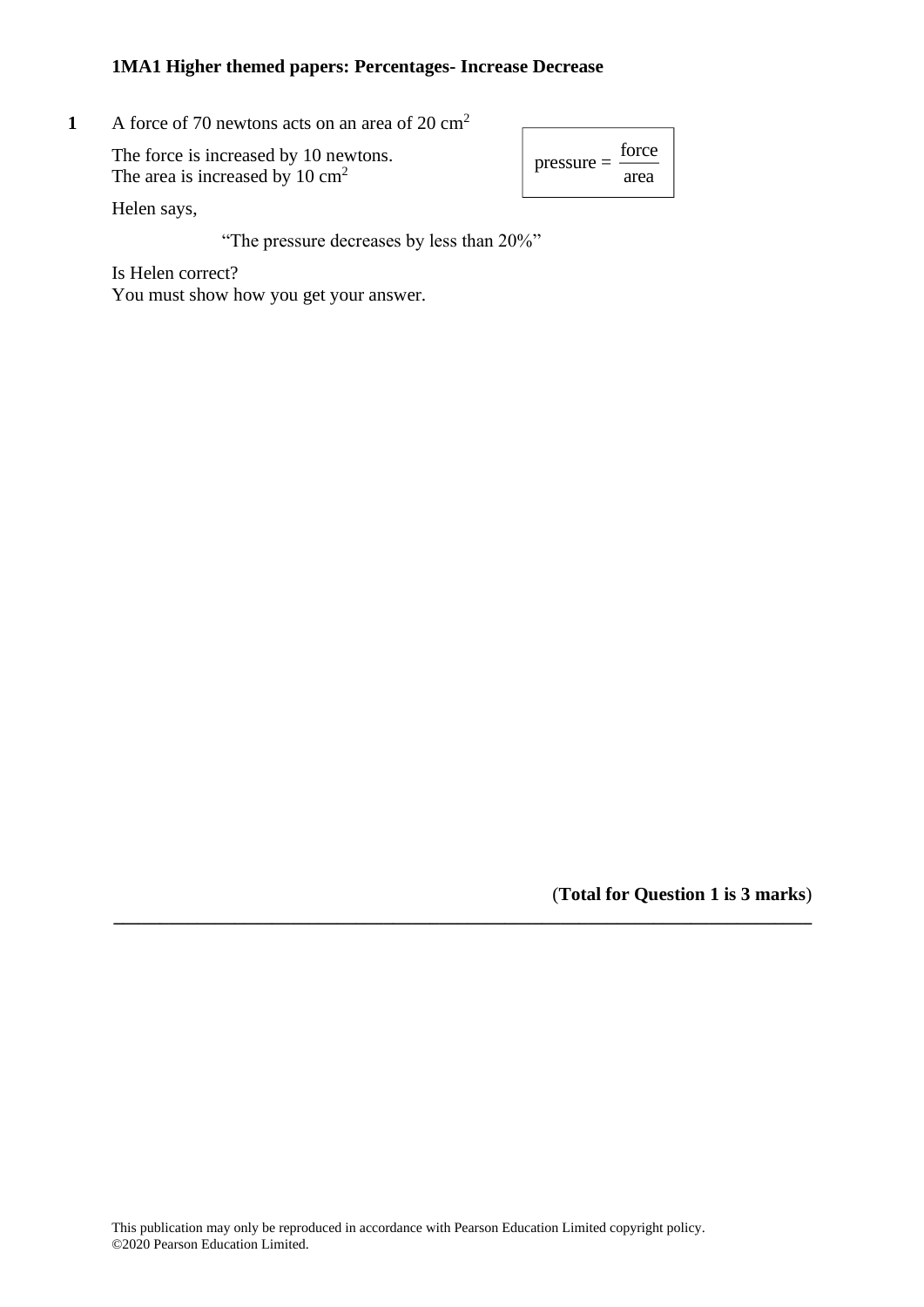**1MA1 Higher themed papers: Percentages- Increase Decrease**

**1** A force of 70 newtons acts on an area of 20 $cm^2$

The force is increased by 10 newtons.
The area is increased by 10 $cm^2$

$$\text{pressure} = \frac{\text{force}}{\text{area}}$$

Helen says,

"The pressure decreases by less than 20%"

Is Helen correct?
You must show how you get your answer.

(**Total for Question 1 is 3 marks**)

This publication may only be reproduced in accordance with Pearson Education Limited copyright policy.
©2020 Pearson Education Limited.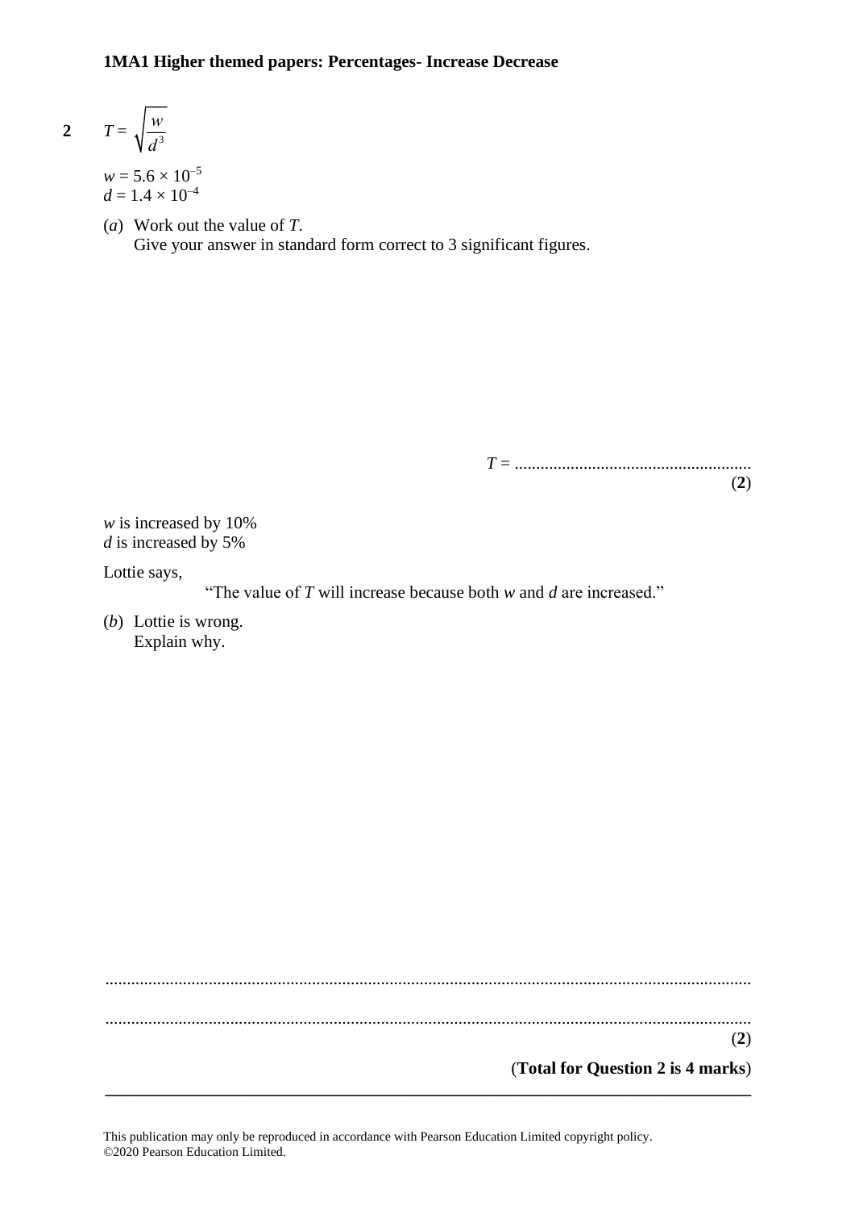**2** $T = \sqrt{\dfrac{w}{d^3}}$

$w = 5.6 \times 10^{-5}$
$d = 1.4 \times 10^{-4}$

(*a*) Work out the value of *T*.
Give your answer in standard form correct to 3 significant figures.

$T =$ .......................................................
**(2)**

*w* is increased by 10%
*d* is increased by 5%

Lottie says,

"The value of *T* will increase because both *w* and *d* are increased."

(*b*) Lottie is wrong.
Explain why.

.......................................................................................................................................

.......................................................................................................................................
**(2)**

**(Total for Question 2 is 4 marks)**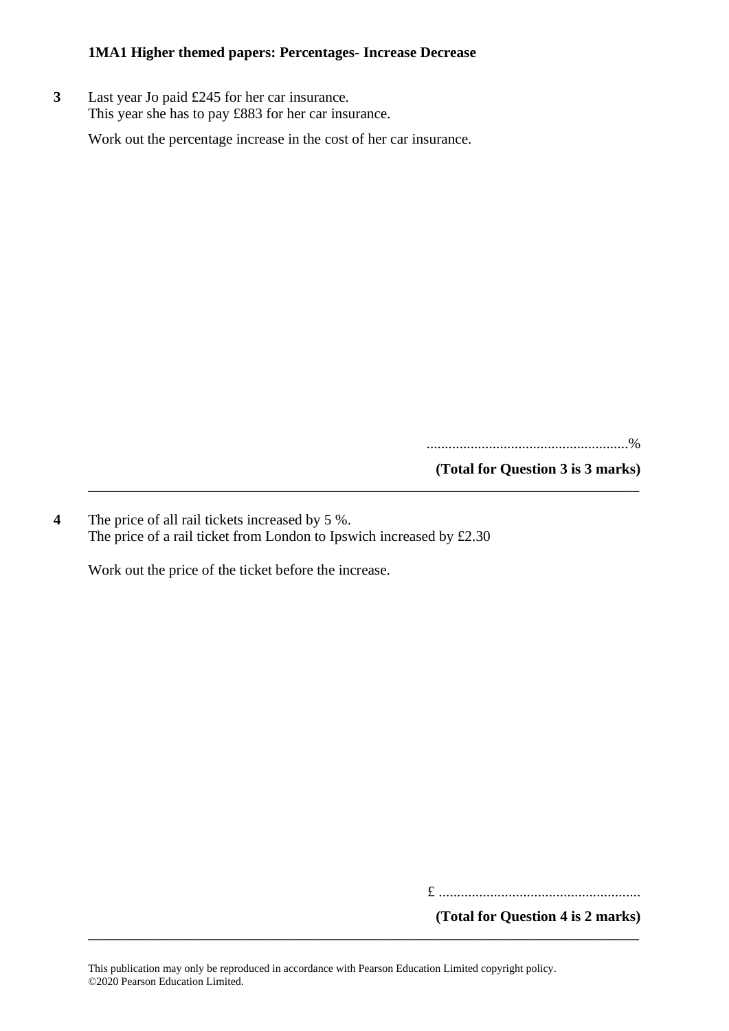**1MA1 Higher themed papers: Percentages- Increase Decrease**

**3** Last year Jo paid £245 for her car insurance.
This year she has to pay £883 for her car insurance.

Work out the percentage increase in the cost of her car insurance.

.......................................................%

**(Total for Question 3 is 3 marks)**

---

**4** The price of all rail tickets increased by 5 %.
The price of a rail ticket from London to Ipswich increased by £2.30

Work out the price of the ticket before the increase.

£ .......................................................

**(Total for Question 4 is 2 marks)**

---

This publication may only be reproduced in accordance with Pearson Education Limited copyright policy.
©2020 Pearson Education Limited.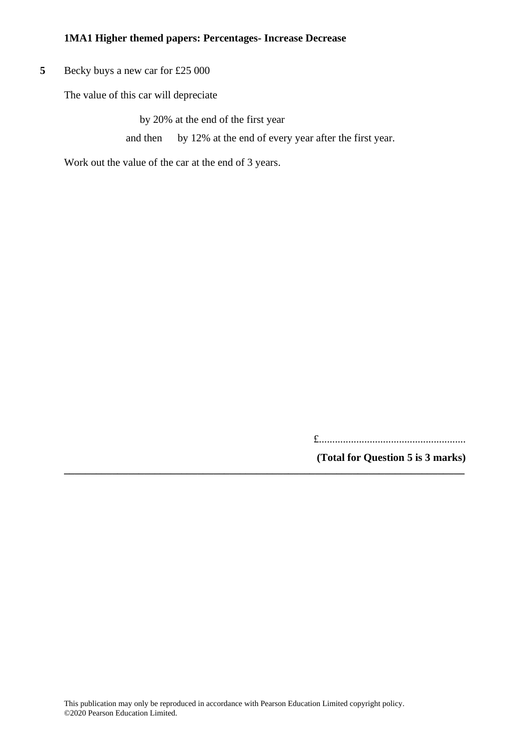**1MA1 Higher themed papers: Percentages- Increase Decrease**

**5** Becky buys a new car for £25 000

The value of this car will depreciate

by 20% at the end of the first year

and then by 12% at the end of every year after the first year.

Work out the value of the car at the end of 3 years.

£.......................................................

**(Total for Question 5 is 3 marks)**

---

This publication may only be reproduced in accordance with Pearson Education Limited copyright policy.
©2020 Pearson Education Limited.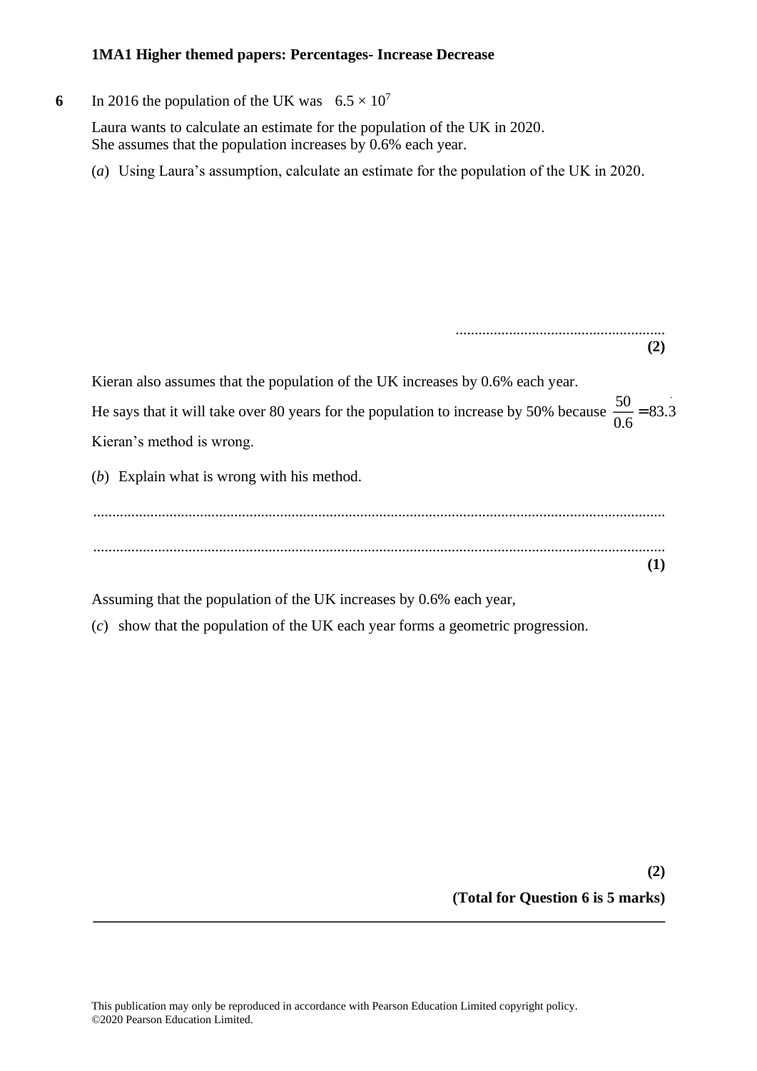**6** In 2016 the population of the UK was $6.5 \times 10^7$

Laura wants to calculate an estimate for the population of the UK in 2020.
She assumes that the population increases by 0.6% each year.

(*a*) Using Laura's assumption, calculate an estimate for the population of the UK in 2020.

.......................................................

**(2)**

Kieran also assumes that the population of the UK increases by 0.6% each year.

He says that it will take over 80 years for the population to increase by 50% because $\frac{50}{0.6} = 83.\dot{3}$

Kieran's method is wrong.

(*b*) Explain what is wrong with his method.

......................................................................................................................................................

......................................................................................................................................................

**(1)**

Assuming that the population of the UK increases by 0.6% each year,

(*c*) show that the population of the UK each year forms a geometric progression.

**(2)**

**(Total for Question 6 is 5 marks)**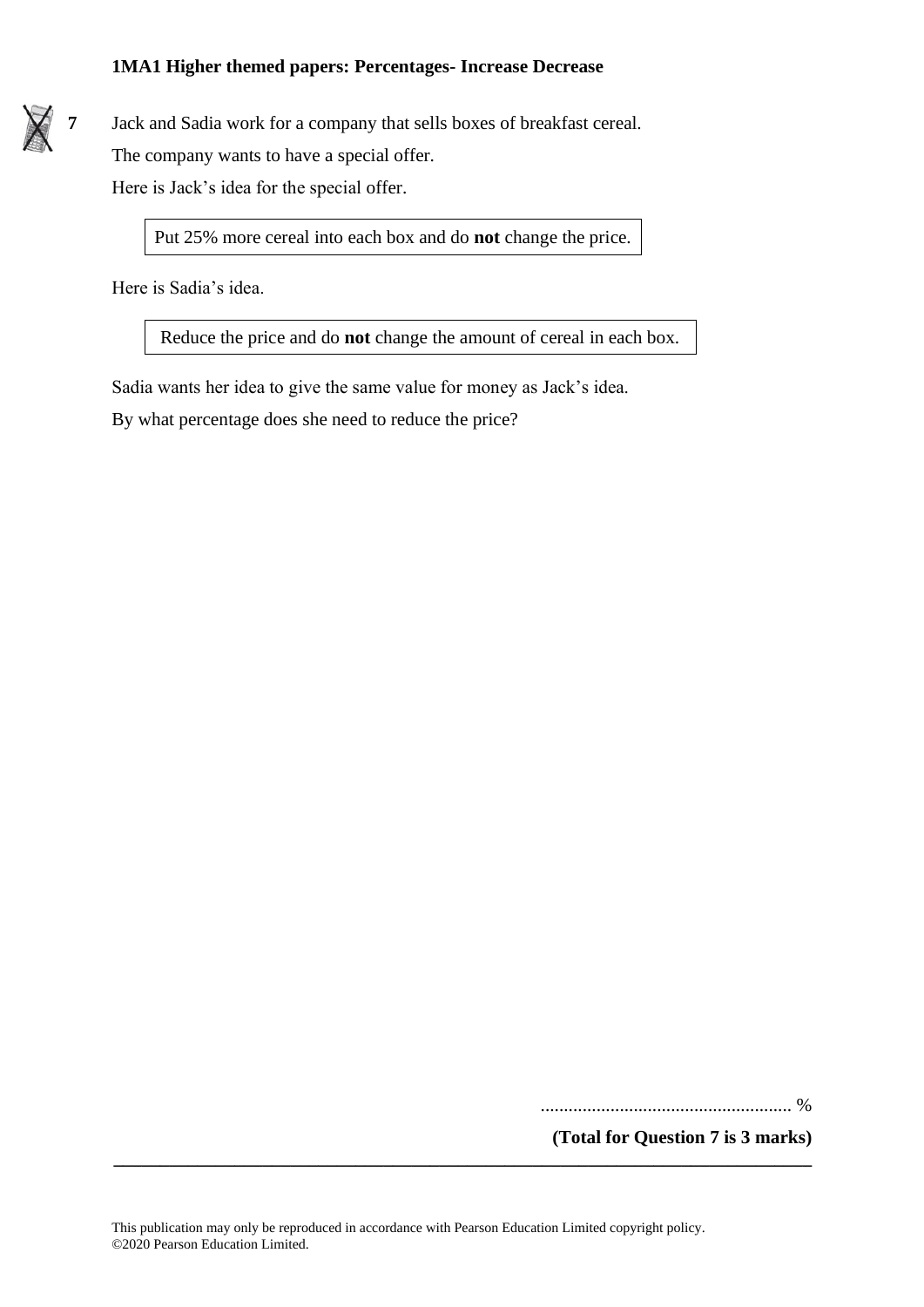**7** Jack and Sadia work for a company that sells boxes of breakfast cereal.

The company wants to have a special offer.

Here is Jack's idea for the special offer.

| Put 25% more cereal into each box and do **not** change the price. |
|---|

Here is Sadia's idea.

| Reduce the price and do **not** change the amount of cereal in each box. |
|---|

Sadia wants her idea to give the same value for money as Jack's idea.

By what percentage does she need to reduce the price?

....................................................... %

**(Total for Question 7 is 3 marks)**

This publication may only be reproduced in accordance with Pearson Education Limited copyright policy.
©2020 Pearson Education Limited.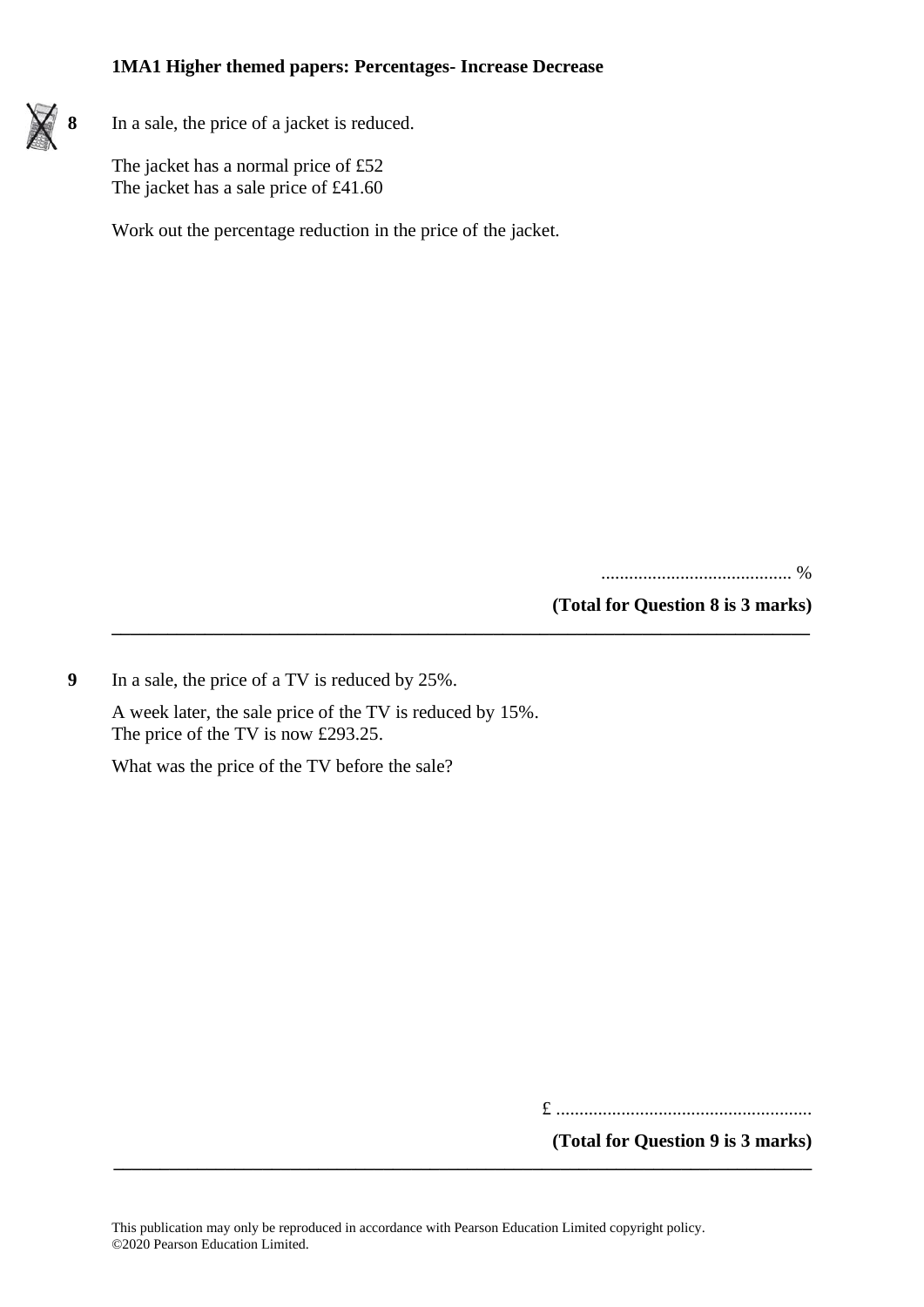**8** In a sale, the price of a jacket is reduced.

The jacket has a normal price of £52
The jacket has a sale price of £41.60

Work out the percentage reduction in the price of the jacket.

.......................................... %

**(Total for Question 8 is 3 marks)**

---

**9** In a sale, the price of a TV is reduced by 25%.

A week later, the sale price of the TV is reduced by 15%.
The price of the TV is now £293.25.

What was the price of the TV before the sale?

£ .......................................................

**(Total for Question 9 is 3 marks)**

---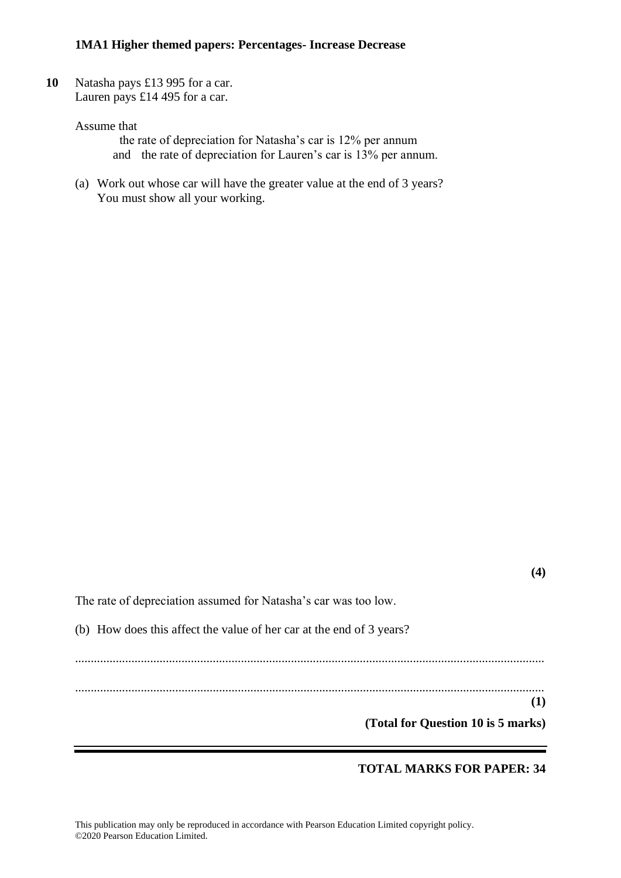**10** Natasha pays £13 995 for a car.
Lauren pays £14 495 for a car.

Assume that

the rate of depreciation for Natasha's car is 12% per annum
and the rate of depreciation for Lauren's car is 13% per annum.

(a) Work out whose car will have the greater value at the end of 3 years?
You must show all your working.

**(4)**

The rate of depreciation assumed for Natasha's car was too low.

(b) How does this affect the value of her car at the end of 3 years?

...................................................................................................................................................

...................................................................................................................................................

**(1)**

**(Total for Question 10 is 5 marks)**

---

**TOTAL MARKS FOR PAPER: 34**

This publication may only be reproduced in accordance with Pearson Education Limited copyright policy.
©2020 Pearson Education Limited.